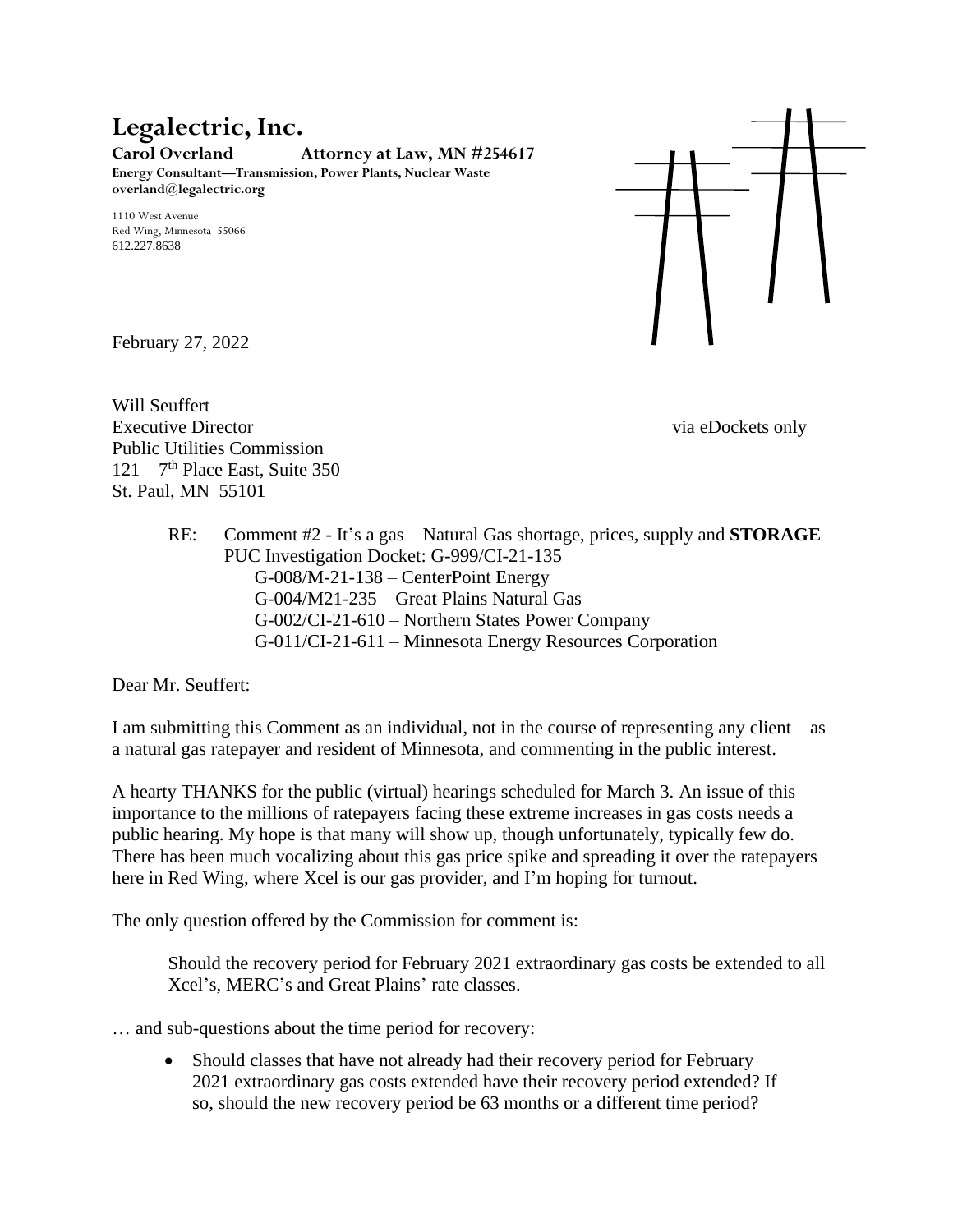# Legalectric, Inc.

**Carol Overland Attorney at Law, MN #254617**
**Energy Consultant—Transmission, Power Plants, Nuclear Waste**
**overland@legalectric.org**

1110 West Avenue
Red Wing, Minnesota 55066
612.227.8638

February 27, 2022

Will Seuffert
Executive Director via eDockets only
Public Utilities Commission
121 – 7th Place East, Suite 350
St. Paul, MN 55101

> RE: Comment #2 - It's a gas – Natural Gas shortage, prices, supply and **STORAGE**
> PUC Investigation Docket: G-999/CI-21-135
> G-008/M-21-138 – CenterPoint Energy
> G-004/M21-235 – Great Plains Natural Gas
> G-002/CI-21-610 – Northern States Power Company
> G-011/CI-21-611 – Minnesota Energy Resources Corporation

Dear Mr. Seuffert:

I am submitting this Comment as an individual, not in the course of representing any client – as a natural gas ratepayer and resident of Minnesota, and commenting in the public interest.

A hearty THANKS for the public (virtual) hearings scheduled for March 3. An issue of this importance to the millions of ratepayers facing these extreme increases in gas costs needs a public hearing. My hope is that many will show up, though unfortunately, typically few do. There has been much vocalizing about this gas price spike and spreading it over the ratepayers here in Red Wing, where Xcel is our gas provider, and I'm hoping for turnout.

The only question offered by the Commission for comment is:

> Should the recovery period for February 2021 extraordinary gas costs be extended to all Xcel's, MERC's and Great Plains' rate classes.

… and sub-questions about the time period for recovery:

- Should classes that have not already had their recovery period for February 2021 extraordinary gas costs extended have their recovery period extended? If so, should the new recovery period be 63 months or a different time period?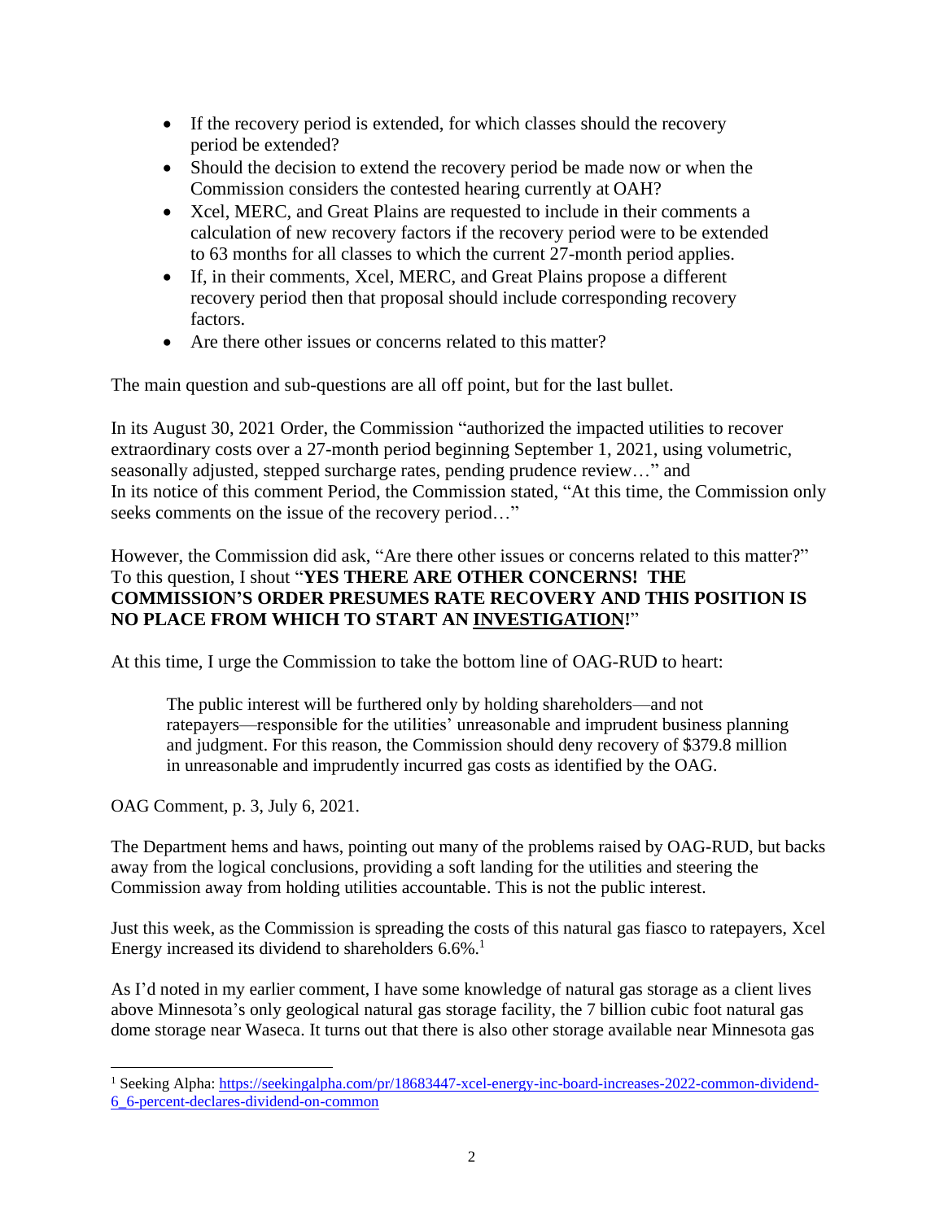- If the recovery period is extended, for which classes should the recovery period be extended?
- Should the decision to extend the recovery period be made now or when the Commission considers the contested hearing currently at OAH?
- Xcel, MERC, and Great Plains are requested to include in their comments a calculation of new recovery factors if the recovery period were to be extended to 63 months for all classes to which the current 27-month period applies.
- If, in their comments, Xcel, MERC, and Great Plains propose a different recovery period then that proposal should include corresponding recovery factors.
- Are there other issues or concerns related to this matter?

The main question and sub-questions are all off point, but for the last bullet.

In its August 30, 2021 Order, the Commission "authorized the impacted utilities to recover extraordinary costs over a 27-month period beginning September 1, 2021, using volumetric, seasonally adjusted, stepped surcharge rates, pending prudence review…" and In its notice of this comment Period, the Commission stated, "At this time, the Commission only seeks comments on the issue of the recovery period…"

However, the Commission did ask, "Are there other issues or concerns related to this matter?" To this question, I shout "**YES THERE ARE OTHER CONCERNS! THE COMMISSION'S ORDER PRESUMES RATE RECOVERY AND THIS POSITION IS NO PLACE FROM WHICH TO START AN <u>INVESTIGATION</u>!**"

At this time, I urge the Commission to take the bottom line of OAG-RUD to heart:

> The public interest will be furthered only by holding shareholders—and not ratepayers—responsible for the utilities' unreasonable and imprudent business planning and judgment. For this reason, the Commission should deny recovery of $379.8 million in unreasonable and imprudently incurred gas costs as identified by the OAG.

OAG Comment, p. 3, July 6, 2021.

The Department hems and haws, pointing out many of the problems raised by OAG-RUD, but backs away from the logical conclusions, providing a soft landing for the utilities and steering the Commission away from holding utilities accountable. This is not the public interest.

Just this week, as the Commission is spreading the costs of this natural gas fiasco to ratepayers, Xcel Energy increased its dividend to shareholders 6.6%.[1]

As I'd noted in my earlier comment, I have some knowledge of natural gas storage as a client lives above Minnesota's only geological natural gas storage facility, the 7 billion cubic foot natural gas dome storage near Waseca. It turns out that there is also other storage available near Minnesota gas

---

[1] Seeking Alpha: https://seekingalpha.com/pr/18683447-xcel-energy-inc-board-increases-2022-common-dividend-6_6-percent-declares-dividend-on-common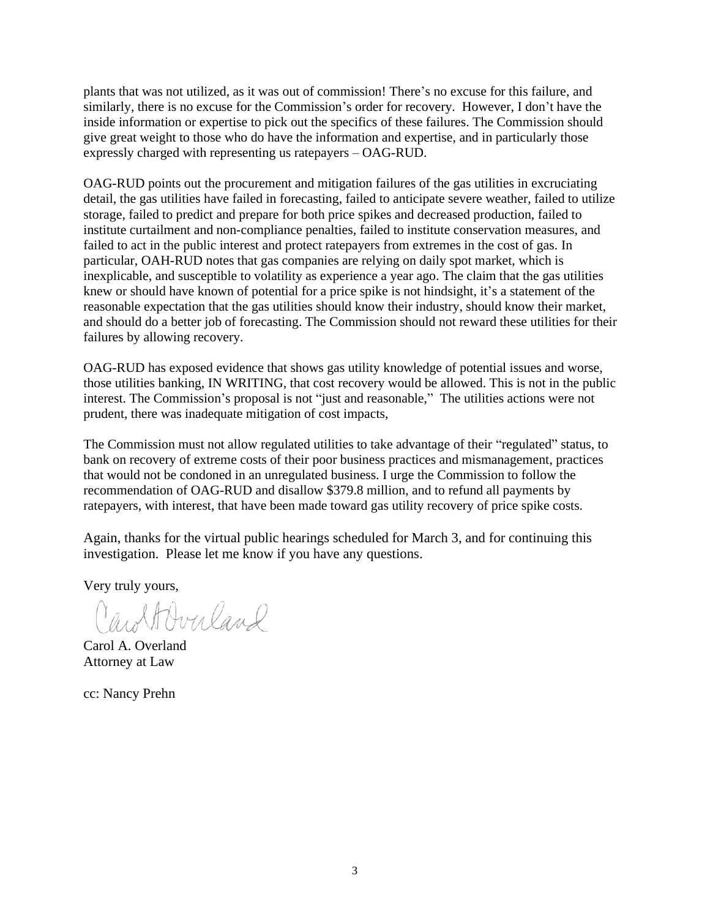plants that was not utilized, as it was out of commission! There's no excuse for this failure, and similarly, there is no excuse for the Commission's order for recovery. However, I don't have the inside information or expertise to pick out the specifics of these failures. The Commission should give great weight to those who do have the information and expertise, and in particularly those expressly charged with representing us ratepayers – OAG-RUD.

OAG-RUD points out the procurement and mitigation failures of the gas utilities in excruciating detail, the gas utilities have failed in forecasting, failed to anticipate severe weather, failed to utilize storage, failed to predict and prepare for both price spikes and decreased production, failed to institute curtailment and non-compliance penalties, failed to institute conservation measures, and failed to act in the public interest and protect ratepayers from extremes in the cost of gas. In particular, OAH-RUD notes that gas companies are relying on daily spot market, which is inexplicable, and susceptible to volatility as experience a year ago. The claim that the gas utilities knew or should have known of potential for a price spike is not hindsight, it's a statement of the reasonable expectation that the gas utilities should know their industry, should know their market, and should do a better job of forecasting. The Commission should not reward these utilities for their failures by allowing recovery.

OAG-RUD has exposed evidence that shows gas utility knowledge of potential issues and worse, those utilities banking, IN WRITING, that cost recovery would be allowed. This is not in the public interest. The Commission's proposal is not "just and reasonable," The utilities actions were not prudent, there was inadequate mitigation of cost impacts,

The Commission must not allow regulated utilities to take advantage of their "regulated" status, to bank on recovery of extreme costs of their poor business practices and mismanagement, practices that would not be condoned in an unregulated business. I urge the Commission to follow the recommendation of OAG-RUD and disallow $379.8 million, and to refund all payments by ratepayers, with interest, that have been made toward gas utility recovery of price spike costs.

Again, thanks for the virtual public hearings scheduled for March 3, and for continuing this investigation. Please let me know if you have any questions.

Very truly yours,

Carol A. Overland

Carol A. Overland
Attorney at Law

cc: Nancy Prehn